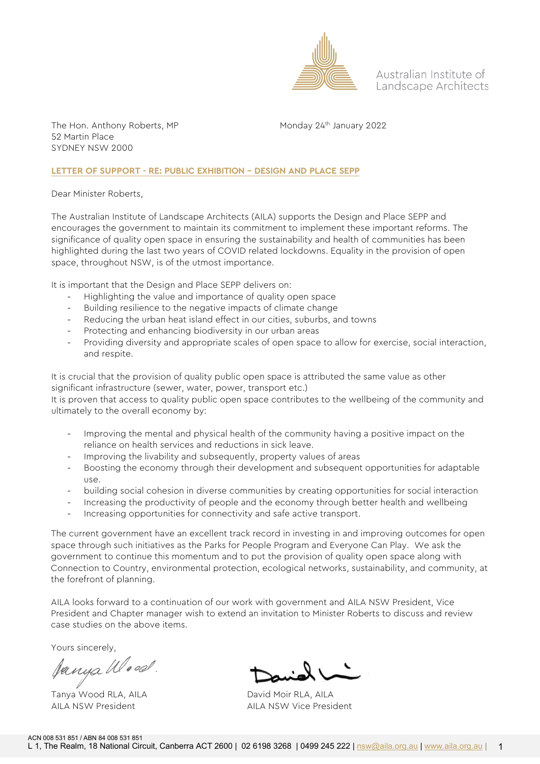Australian Institute of Landscape Architects

The Hon. Anthony Roberts, MP
52 Martin Place
SYDNEY NSW 2000

Monday 24th January 2022

**LETTER OF SUPPORT - RE: PUBLIC EXHIBITION – DESIGN AND PLACE SEPP**

Dear Minister Roberts,

The Australian Institute of Landscape Architects (AILA) supports the Design and Place SEPP and encourages the government to maintain its commitment to implement these important reforms. The significance of quality open space in ensuring the sustainability and health of communities has been highlighted during the last two years of COVID related lockdowns. Equality in the provision of open space, throughout NSW, is of the utmost importance.

It is important that the Design and Place SEPP delivers on:

- Highlighting the value and importance of quality open space
- Building resilience to the negative impacts of climate change
- Reducing the urban heat island effect in our cities, suburbs, and towns
- Protecting and enhancing biodiversity in our urban areas
- Providing diversity and appropriate scales of open space to allow for exercise, social interaction, and respite.

It is crucial that the provision of quality public open space is attributed the same value as other significant infrastructure (sewer, water, power, transport etc.)
It is proven that access to quality public open space contributes to the wellbeing of the community and ultimately to the overall economy by:

- Improving the mental and physical health of the community having a positive impact on the reliance on health services and reductions in sick leave.
- Improving the livability and subsequently, property values of areas
- Boosting the economy through their development and subsequent opportunities for adaptable use.
- building social cohesion in diverse communities by creating opportunities for social interaction
- Increasing the productivity of people and the economy through better health and wellbeing
- Increasing opportunities for connectivity and safe active transport.

The current government have an excellent track record in investing in and improving outcomes for open space through such initiatives as the Parks for People Program and Everyone Can Play. We ask the government to continue this momentum and to put the provision of quality open space along with Connection to Country, environmental protection, ecological networks, sustainability, and community, at the forefront of planning.

AILA looks forward to a continuation of our work with government and AILA NSW President, Vice President and Chapter manager wish to extend an invitation to Minister Roberts to discuss and review case studies on the above items.

Yours sincerely,

Tanya Wood RLA, AILA
AILA NSW President

David Moir RLA, AILA
AILA NSW Vice President

ACN 008 531 851 / ABN 84 008 531 851
L 1, The Realm, 18 National Circuit, Canberra ACT 2600 | 02 6198 3268 | 0499 245 222 | nsw@aila.org.au | www.aila.org.au |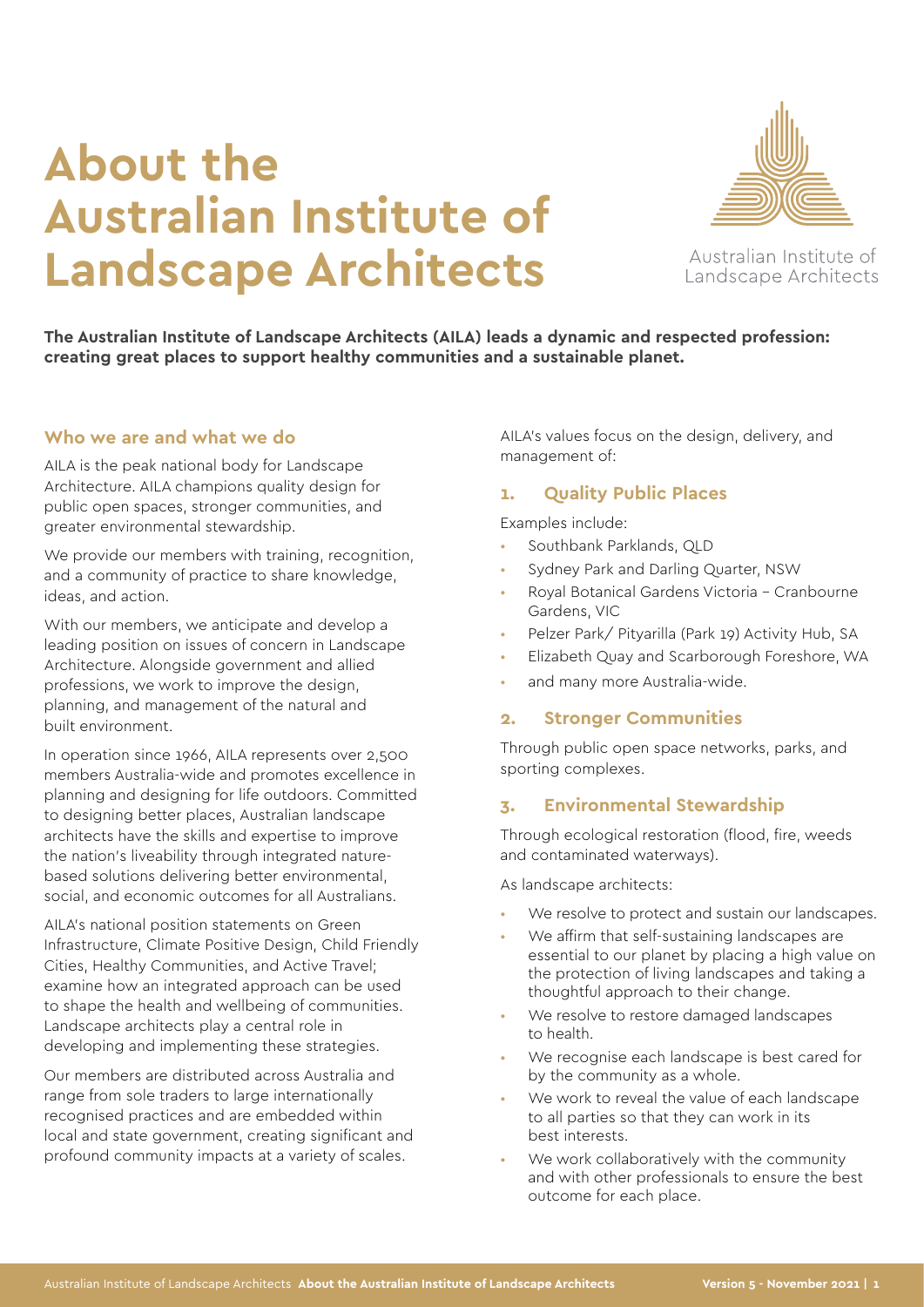# About the Australian Institute of Landscape Architects

Australian Institute of Landscape Architects

**The Australian Institute of Landscape Architects (AILA) leads a dynamic and respected profession: creating great places to support healthy communities and a sustainable planet.**

## Who we are and what we do

AILA is the peak national body for Landscape Architecture. AILA champions quality design for public open spaces, stronger communities, and greater environmental stewardship.

We provide our members with training, recognition, and a community of practice to share knowledge, ideas, and action.

With our members, we anticipate and develop a leading position on issues of concern in Landscape Architecture. Alongside government and allied professions, we work to improve the design, planning, and management of the natural and built environment.

In operation since 1966, AILA represents over 2,500 members Australia-wide and promotes excellence in planning and designing for life outdoors. Committed to designing better places, Australian landscape architects have the skills and expertise to improve the nation's liveability through integrated nature-based solutions delivering better environmental, social, and economic outcomes for all Australians.

AILA's national position statements on Green Infrastructure, Climate Positive Design, Child Friendly Cities, Healthy Communities, and Active Travel; examine how an integrated approach can be used to shape the health and wellbeing of communities. Landscape architects play a central role in developing and implementing these strategies.

Our members are distributed across Australia and range from sole traders to large internationally recognised practices and are embedded within local and state government, creating significant and profound community impacts at a variety of scales.

AILA's values focus on the design, delivery, and management of:

### 1. Quality Public Places

Examples include:

- Southbank Parklands, QLD
- Sydney Park and Darling Quarter, NSW
- Royal Botanical Gardens Victoria – Cranbourne Gardens, VIC
- Pelzer Park/ Pityarilla (Park 19) Activity Hub, SA
- Elizabeth Quay and Scarborough Foreshore, WA
- and many more Australia-wide.

### 2. Stronger Communities

Through public open space networks, parks, and sporting complexes.

### 3. Environmental Stewardship

Through ecological restoration (flood, fire, weeds and contaminated waterways).

As landscape architects:

- We resolve to protect and sustain our landscapes.
- We affirm that self-sustaining landscapes are essential to our planet by placing a high value on the protection of living landscapes and taking a thoughtful approach to their change.
- We resolve to restore damaged landscapes to health.
- We recognise each landscape is best cared for by the community as a whole.
- We work to reveal the value of each landscape to all parties so that they can work in its best interests.
- We work collaboratively with the community and with other professionals to ensure the best outcome for each place.